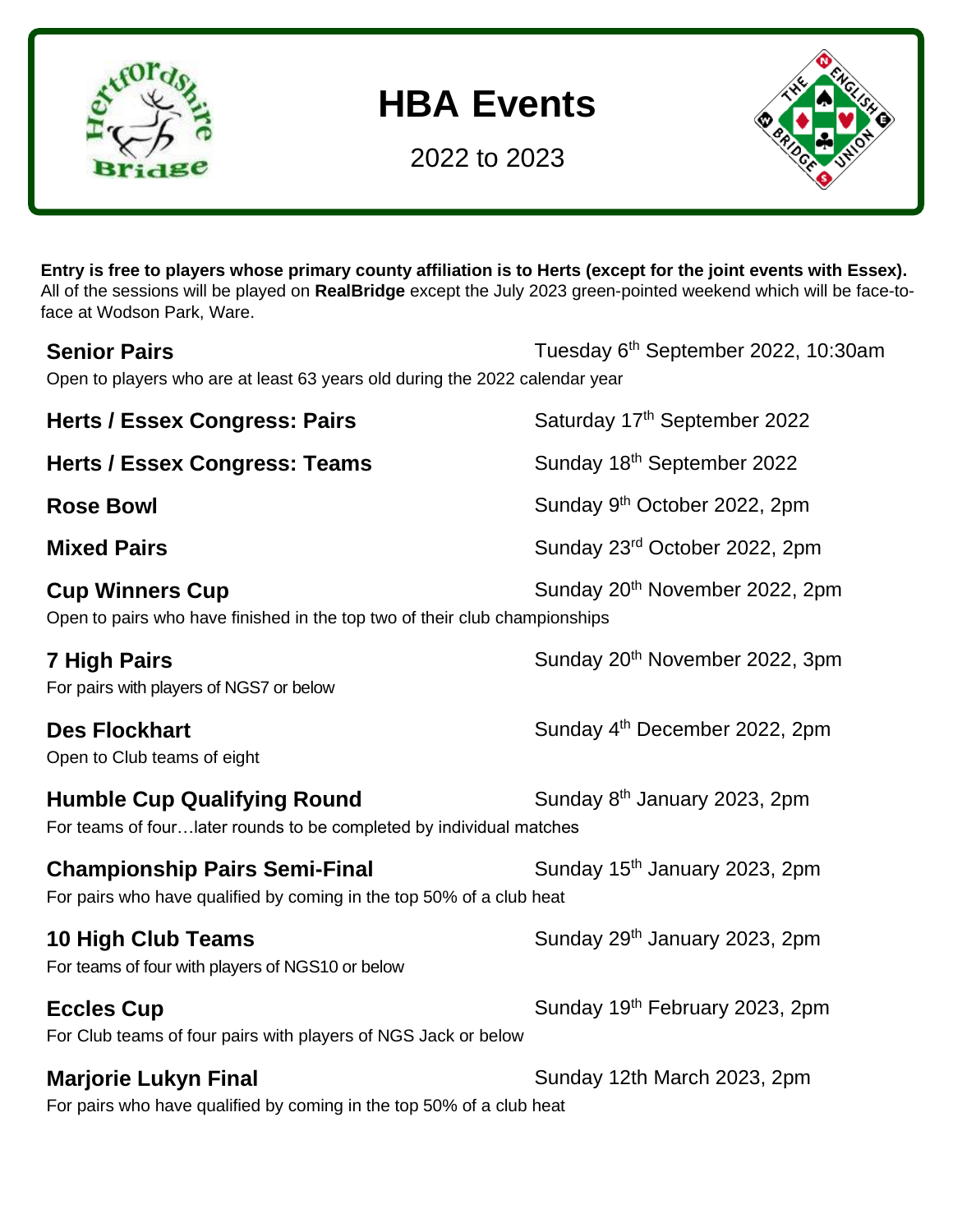# HBA Events

2022 to 2023

**Entry is free to players whose primary county affiliation is to Herts (except for the joint events with Essex).** All of the sessions will be played on **RealBridge** except the July 2023 green-pointed weekend which will be face-to-face at Wodson Park, Ware.

**Senior Pairs** — Tuesday 6th September 2022, 10:30am
Open to players who are at least 63 years old during the 2022 calendar year

**Herts / Essex Congress: Pairs** — Saturday 17th September 2022

**Herts / Essex Congress: Teams** — Sunday 18th September 2022

**Rose Bowl** — Sunday 9th October 2022, 2pm

**Mixed Pairs** — Sunday 23rd October 2022, 2pm

**Cup Winners Cup** — Sunday 20th November 2022, 2pm
Open to pairs who have finished in the top two of their club championships

**7 High Pairs** — Sunday 20th November 2022, 3pm
For pairs with players of NGS7 or below

**Des Flockhart** — Sunday 4th December 2022, 2pm
Open to Club teams of eight

**Humble Cup Qualifying Round** — Sunday 8th January 2023, 2pm
For teams of four…later rounds to be completed by individual matches

**Championship Pairs Semi-Final** — Sunday 15th January 2023, 2pm
For pairs who have qualified by coming in the top 50% of a club heat

**10 High Club Teams** — Sunday 29th January 2023, 2pm
For teams of four with players of NGS10 or below

**Eccles Cup** — Sunday 19th February 2023, 2pm
For Club teams of four pairs with players of NGS Jack or below

**Marjorie Lukyn Final** — Sunday 12th March 2023, 2pm
For pairs who have qualified by coming in the top 50% of a club heat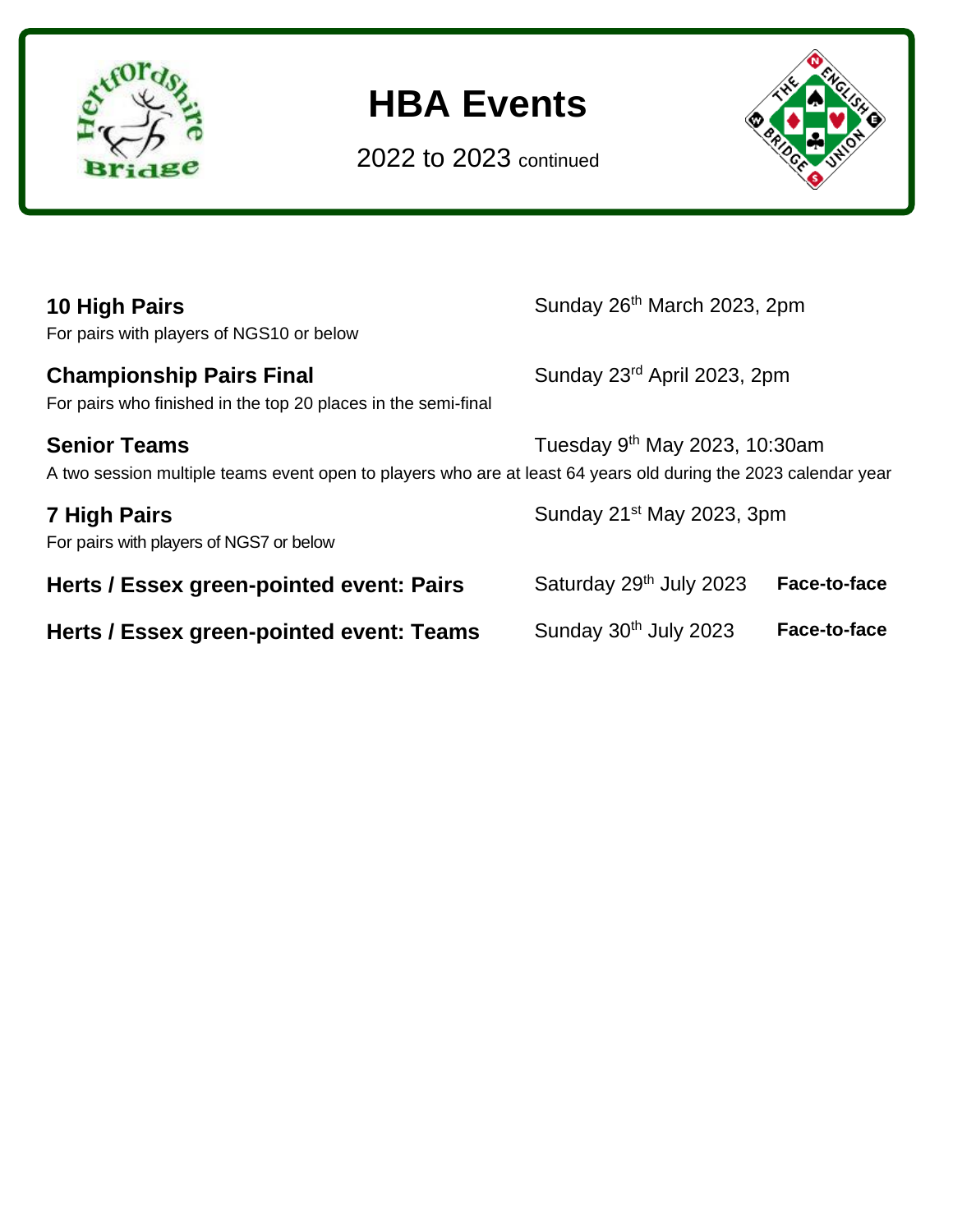# HBA Events

2022 to 2023 continued

**10 High Pairs** — Sunday 26th March 2023, 2pm

For pairs with players of NGS10 or below

**Championship Pairs Final** — Sunday 23rd April 2023, 2pm

For pairs who finished in the top 20 places in the semi-final

**Senior Teams** — Tuesday 9th May 2023, 10:30am

A two session multiple teams event open to players who are at least 64 years old during the 2023 calendar year

**7 High Pairs** — Sunday 21st May 2023, 3pm

For pairs with players of NGS7 or below

**Herts / Essex green-pointed event: Pairs** — Saturday 29th July 2023 — **Face-to-face**

**Herts / Essex green-pointed event: Teams** — Sunday 30th July 2023 — **Face-to-face**